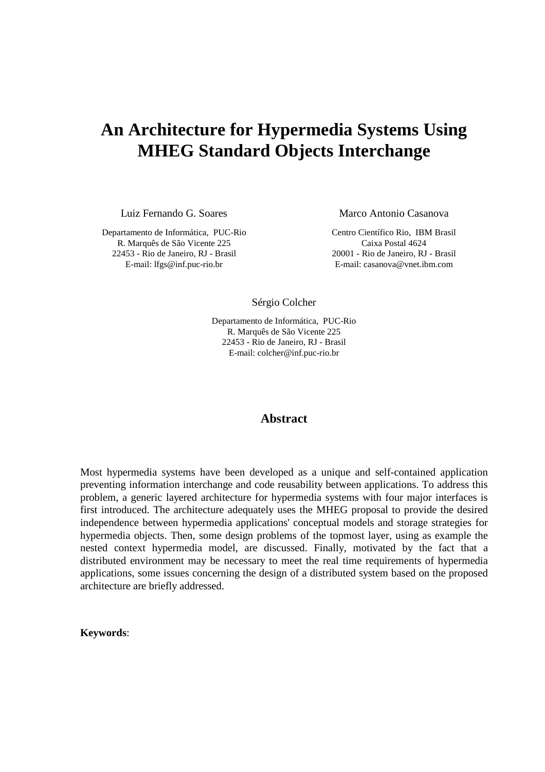# An Architecture for Hypermedia Systems Using MHEG Standard Objects Interchange

Luiz Fernando G. Soares

Departamento de Informática, PUC-Rio
R. Marquês de São Vicente 225
22453 - Rio de Janeiro, RJ - Brasil
E-mail: lfgs@inf.puc-rio.br

Marco Antonio Casanova

Centro Científico Rio, IBM Brasil
Caixa Postal 4624
20001 - Rio de Janeiro, RJ - Brasil
E-mail: casanova@vnet.ibm.com

Sérgio Colcher

Departamento de Informática, PUC-Rio
R. Marquês de São Vicente 225
22453 - Rio de Janeiro, RJ - Brasil
E-mail: colcher@inf.puc-rio.br

## Abstract

Most hypermedia systems have been developed as a unique and self-contained application preventing information interchange and code reusability between applications. To address this problem, a generic layered architecture for hypermedia systems with four major interfaces is first introduced. The architecture adequately uses the MHEG proposal to provide the desired independence between hypermedia applications' conceptual models and storage strategies for hypermedia objects. Then, some design problems of the topmost layer, using as example the nested context hypermedia model, are discussed. Finally, motivated by the fact that a distributed environment may be necessary to meet the real time requirements of hypermedia applications, some issues concerning the design of a distributed system based on the proposed architecture are briefly addressed.

**Keywords**: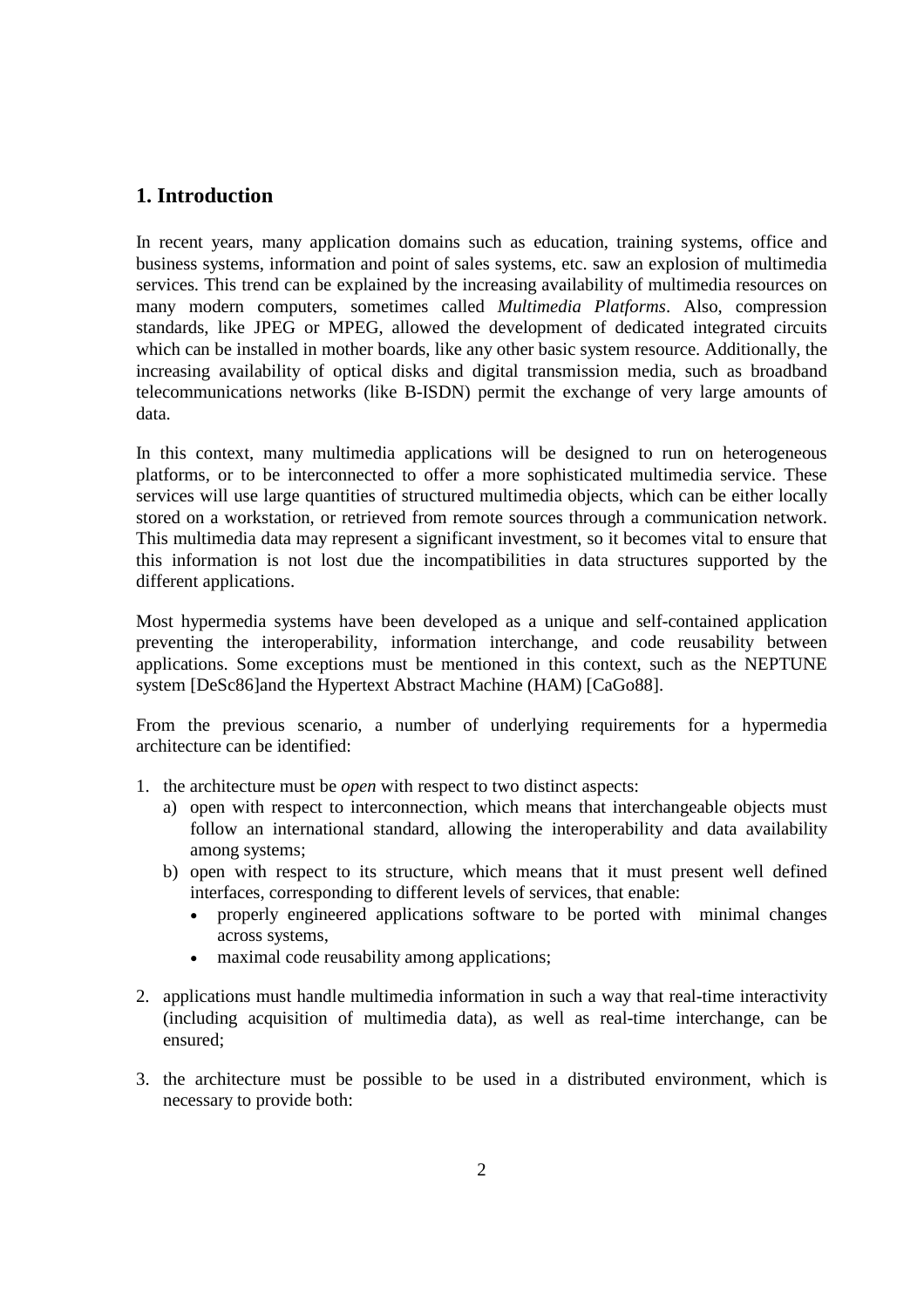## 1. Introduction

In recent years, many application domains such as education, training systems, office and business systems, information and point of sales systems, etc. saw an explosion of multimedia services. This trend can be explained by the increasing availability of multimedia resources on many modern computers, sometimes called *Multimedia Platforms*. Also, compression standards, like JPEG or MPEG, allowed the development of dedicated integrated circuits which can be installed in mother boards, like any other basic system resource. Additionally, the increasing availability of optical disks and digital transmission media, such as broadband telecommunications networks (like B-ISDN) permit the exchange of very large amounts of data.

In this context, many multimedia applications will be designed to run on heterogeneous platforms, or to be interconnected to offer a more sophisticated multimedia service. These services will use large quantities of structured multimedia objects, which can be either locally stored on a workstation, or retrieved from remote sources through a communication network. This multimedia data may represent a significant investment, so it becomes vital to ensure that this information is not lost due the incompatibilities in data structures supported by the different applications.

Most hypermedia systems have been developed as a unique and self-contained application preventing the interoperability, information interchange, and code reusability between applications. Some exceptions must be mentioned in this context, such as the NEPTUNE system [DeSc86]and the Hypertext Abstract Machine (HAM) [CaGo88].

From the previous scenario, a number of underlying requirements for a hypermedia architecture can be identified:

1. the architecture must be *open* with respect to two distinct aspects:
   a) open with respect to interconnection, which means that interchangeable objects must follow an international standard, allowing the interoperability and data availability among systems;
   b) open with respect to its structure, which means that it must present well defined interfaces, corresponding to different levels of services, that enable:
      - properly engineered applications software to be ported with minimal changes across systems,
      - maximal code reusability among applications;

2. applications must handle multimedia information in such a way that real-time interactivity (including acquisition of multimedia data), as well as real-time interchange, can be ensured;

3. the architecture must be possible to be used in a distributed environment, which is necessary to provide both: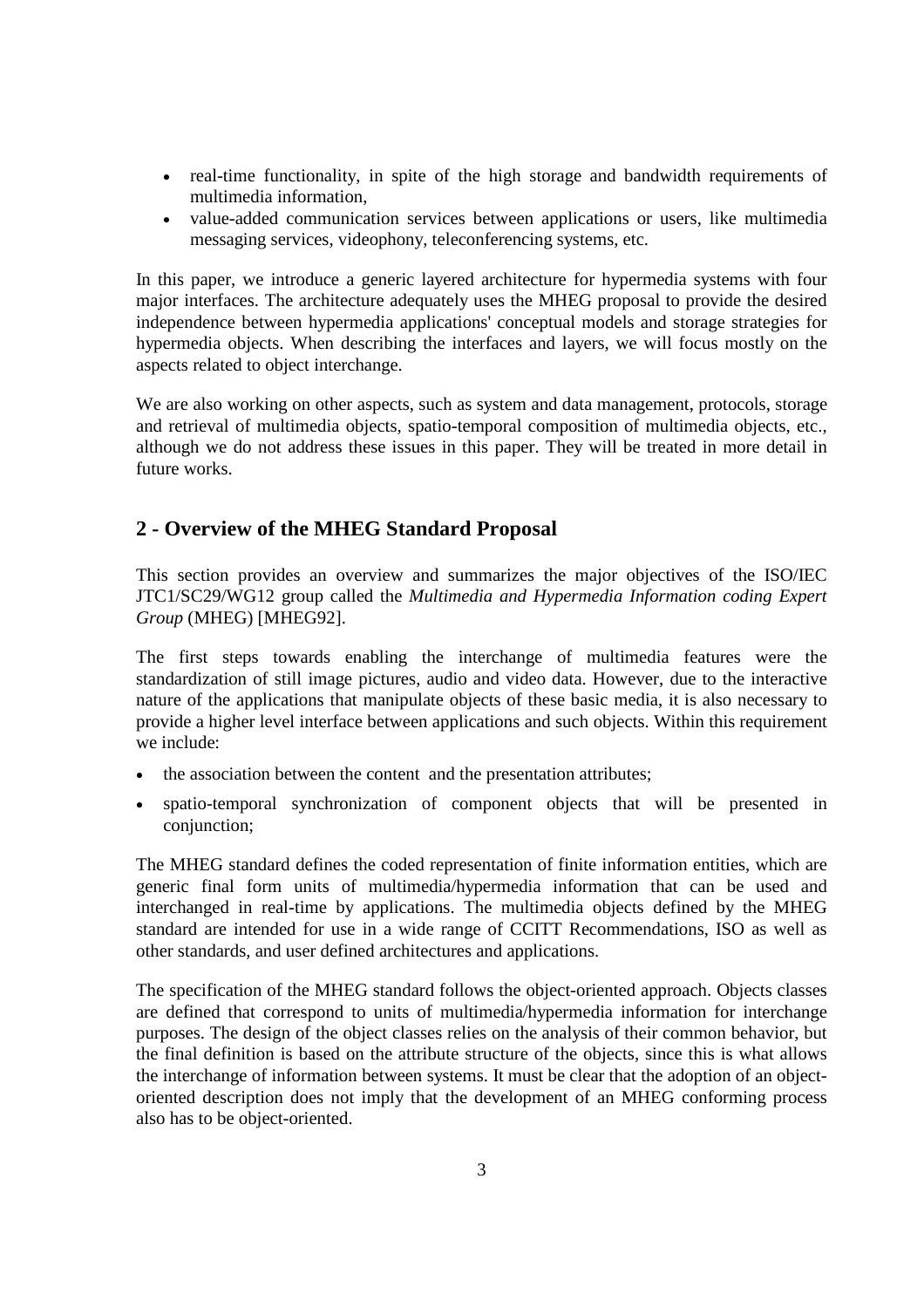- real-time functionality, in spite of the high storage and bandwidth requirements of multimedia information,
- value-added communication services between applications or users, like multimedia messaging services, videophony, teleconferencing systems, etc.

In this paper, we introduce a generic layered architecture for hypermedia systems with four major interfaces. The architecture adequately uses the MHEG proposal to provide the desired independence between hypermedia applications' conceptual models and storage strategies for hypermedia objects. When describing the interfaces and layers, we will focus mostly on the aspects related to object interchange.

We are also working on other aspects, such as system and data management, protocols, storage and retrieval of multimedia objects, spatio-temporal composition of multimedia objects, etc., although we do not address these issues in this paper. They will be treated in more detail in future works.

## 2 - Overview of the MHEG Standard Proposal

This section provides an overview and summarizes the major objectives of the ISO/IEC JTC1/SC29/WG12 group called the *Multimedia and Hypermedia Information coding Expert Group* (MHEG) [MHEG92].

The first steps towards enabling the interchange of multimedia features were the standardization of still image pictures, audio and video data. However, due to the interactive nature of the applications that manipulate objects of these basic media, it is also necessary to provide a higher level interface between applications and such objects. Within this requirement we include:

- the association between the content and the presentation attributes;
- spatio-temporal synchronization of component objects that will be presented in conjunction;

The MHEG standard defines the coded representation of finite information entities, which are generic final form units of multimedia/hypermedia information that can be used and interchanged in real-time by applications. The multimedia objects defined by the MHEG standard are intended for use in a wide range of CCITT Recommendations, ISO as well as other standards, and user defined architectures and applications.

The specification of the MHEG standard follows the object-oriented approach. Objects classes are defined that correspond to units of multimedia/hypermedia information for interchange purposes. The design of the object classes relies on the analysis of their common behavior, but the final definition is based on the attribute structure of the objects, since this is what allows the interchange of information between systems. It must be clear that the adoption of an object-oriented description does not imply that the development of an MHEG conforming process also has to be object-oriented.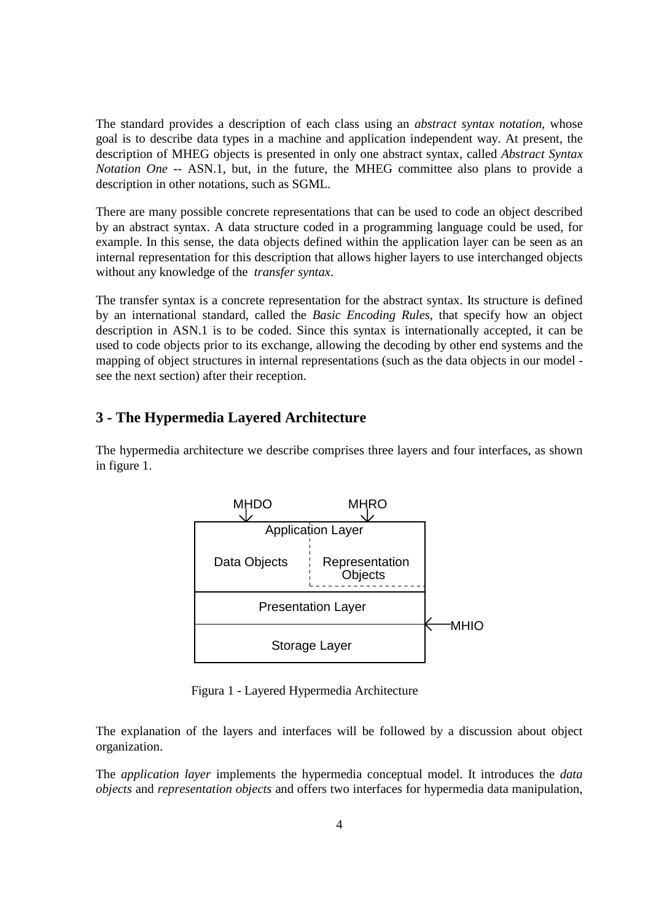The standard provides a description of each class using an *abstract syntax notation*, whose goal is to describe data types in a machine and application independent way. At present, the description of MHEG objects is presented in only one abstract syntax, called *Abstract Syntax Notation One* -- ASN.1, but, in the future, the MHEG committee also plans to provide a description in other notations, such as SGML.

There are many possible concrete representations that can be used to code an object described by an abstract syntax. A data structure coded in a programming language could be used, for example. In this sense, the data objects defined within the application layer can be seen as an internal representation for this description that allows higher layers to use interchanged objects without any knowledge of the *transfer syntax*.

The transfer syntax is a concrete representation for the abstract syntax. Its structure is defined by an international standard, called the *Basic Encoding Rules*, that specify how an object description in ASN.1 is to be coded. Since this syntax is internationally accepted, it can be used to code objects prior to its exchange, allowing the decoding by other end systems and the mapping of object structures in internal representations (such as the data objects in our model - see the next section) after their reception.

## 3 - The Hypermedia Layered Architecture

The hypermedia architecture we describe comprises three layers and four interfaces, as shown in figure 1.

MHDO MHRO

Application Layer

Data Objects | Representation Objects

Presentation Layer

MHIO

Storage Layer

Figura 1 - Layered Hypermedia Architecture

The explanation of the layers and interfaces will be followed by a discussion about object organization.

The *application layer* implements the hypermedia conceptual model. It introduces the *data objects* and *representation objects* and offers two interfaces for hypermedia data manipulation,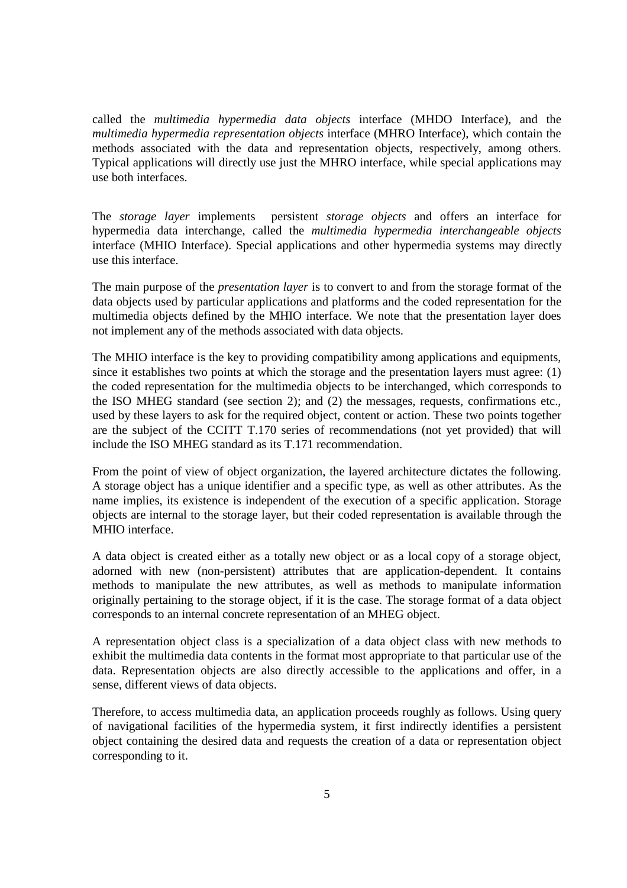called the *multimedia hypermedia data objects* interface (MHDO Interface), and the *multimedia hypermedia representation objects* interface (MHRO Interface), which contain the methods associated with the data and representation objects, respectively, among others. Typical applications will directly use just the MHRO interface, while special applications may use both interfaces.

The *storage layer* implements persistent *storage objects* and offers an interface for hypermedia data interchange, called the *multimedia hypermedia interchangeable objects* interface (MHIO Interface). Special applications and other hypermedia systems may directly use this interface.

The main purpose of the *presentation layer* is to convert to and from the storage format of the data objects used by particular applications and platforms and the coded representation for the multimedia objects defined by the MHIO interface. We note that the presentation layer does not implement any of the methods associated with data objects.

The MHIO interface is the key to providing compatibility among applications and equipments, since it establishes two points at which the storage and the presentation layers must agree: (1) the coded representation for the multimedia objects to be interchanged, which corresponds to the ISO MHEG standard (see section 2); and (2) the messages, requests, confirmations etc., used by these layers to ask for the required object, content or action. These two points together are the subject of the CCITT T.170 series of recommendations (not yet provided) that will include the ISO MHEG standard as its T.171 recommendation.

From the point of view of object organization, the layered architecture dictates the following. A storage object has a unique identifier and a specific type, as well as other attributes. As the name implies, its existence is independent of the execution of a specific application. Storage objects are internal to the storage layer, but their coded representation is available through the MHIO interface.

A data object is created either as a totally new object or as a local copy of a storage object, adorned with new (non-persistent) attributes that are application-dependent. It contains methods to manipulate the new attributes, as well as methods to manipulate information originally pertaining to the storage object, if it is the case. The storage format of a data object corresponds to an internal concrete representation of an MHEG object.

A representation object class is a specialization of a data object class with new methods to exhibit the multimedia data contents in the format most appropriate to that particular use of the data. Representation objects are also directly accessible to the applications and offer, in a sense, different views of data objects.

Therefore, to access multimedia data, an application proceeds roughly as follows. Using query of navigational facilities of the hypermedia system, it first indirectly identifies a persistent object containing the desired data and requests the creation of a data or representation object corresponding to it.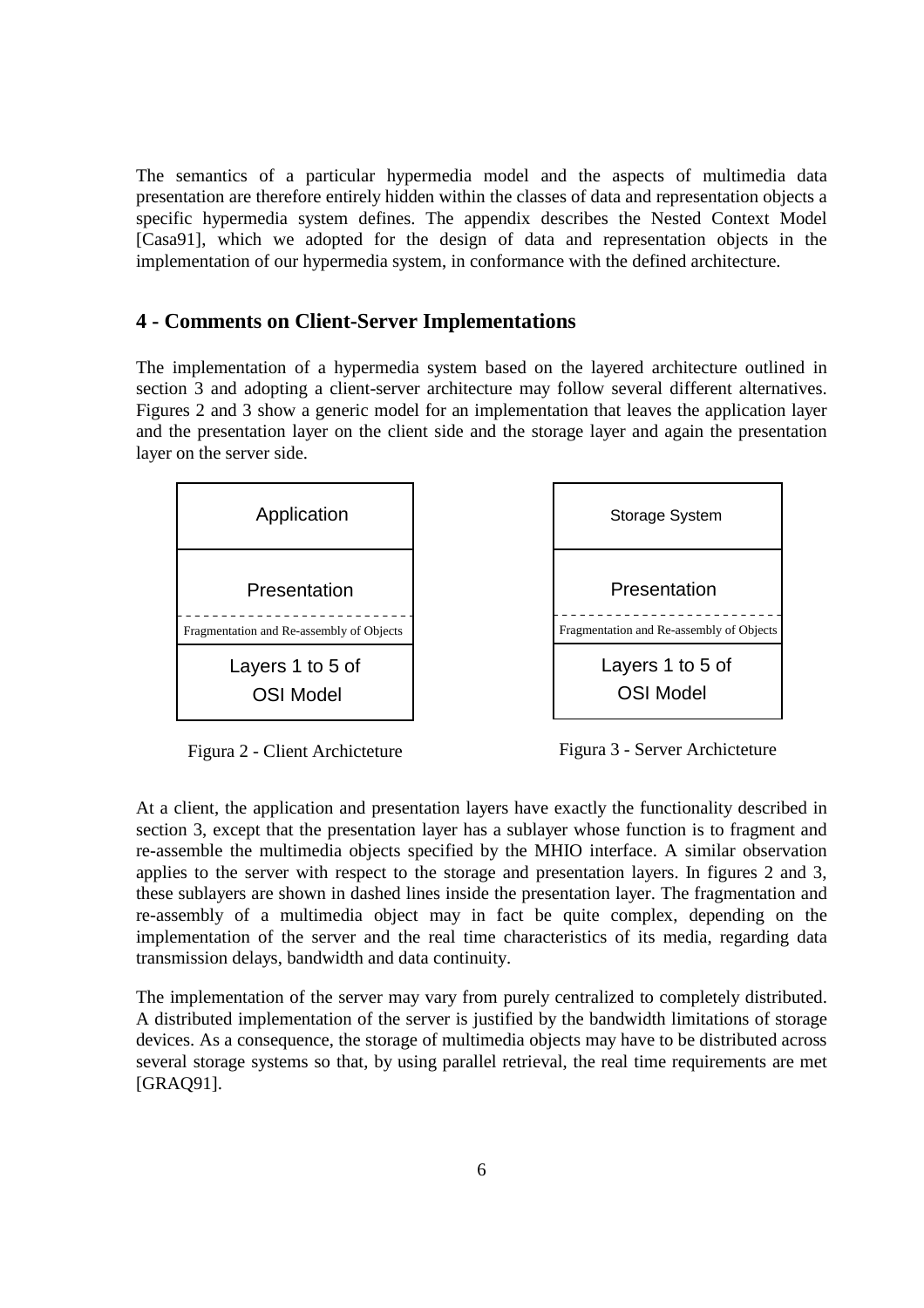The semantics of a particular hypermedia model and the aspects of multimedia data presentation are therefore entirely hidden within the classes of data and representation objects a specific hypermedia system defines. The appendix describes the Nested Context Model [Casa91], which we adopted for the design of data and representation objects in the implementation of our hypermedia system, in conformance with the defined architecture.

## 4 - Comments on Client-Server Implementations

The implementation of a hypermedia system based on the layered architecture outlined in section 3 and adopting a client-server architecture may follow several different alternatives. Figures 2 and 3 show a generic model for an implementation that leaves the application layer and the presentation layer on the client side and the storage layer and again the presentation layer on the server side.

| Application |
|---|
| Presentation |
| Fragmentation and Re-assembly of Objects |
| Layers 1 to 5 of OSI Model |

Figura 2 - Client Archicteture

| Storage System |
|---|
| Presentation |
| Fragmentation and Re-assembly of Objects |
| Layers 1 to 5 of OSI Model |

Figura 3 - Server Archicteture

At a client, the application and presentation layers have exactly the functionality described in section 3, except that the presentation layer has a sublayer whose function is to fragment and re-assemble the multimedia objects specified by the MHIO interface. A similar observation applies to the server with respect to the storage and presentation layers. In figures 2 and 3, these sublayers are shown in dashed lines inside the presentation layer. The fragmentation and re-assembly of a multimedia object may in fact be quite complex, depending on the implementation of the server and the real time characteristics of its media, regarding data transmission delays, bandwidth and data continuity.

The implementation of the server may vary from purely centralized to completely distributed. A distributed implementation of the server is justified by the bandwidth limitations of storage devices. As a consequence, the storage of multimedia objects may have to be distributed across several storage systems so that, by using parallel retrieval, the real time requirements are met [GRAQ91].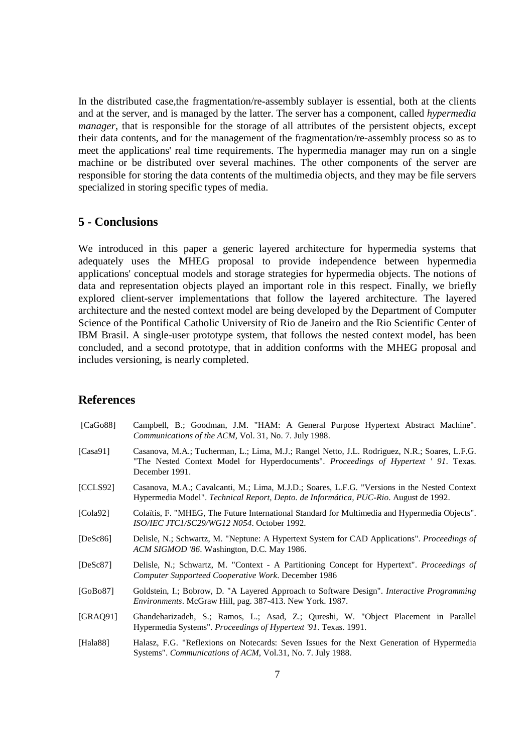In the distributed case,the fragmentation/re-assembly sublayer is essential, both at the clients and at the server, and is managed by the latter. The server has a component, called *hypermedia manager*, that is responsible for the storage of all attributes of the persistent objects, except their data contents, and for the management of the fragmentation/re-assembly process so as to meet the applications' real time requirements. The hypermedia manager may run on a single machine or be distributed over several machines. The other components of the server are responsible for storing the data contents of the multimedia objects, and they may be file servers specialized in storing specific types of media.

## 5 - Conclusions

We introduced in this paper a generic layered architecture for hypermedia systems that adequately uses the MHEG proposal to provide independence between hypermedia applications' conceptual models and storage strategies for hypermedia objects. The notions of data and representation objects played an important role in this respect. Finally, we briefly explored client-server implementations that follow the layered architecture. The layered architecture and the nested context model are being developed by the Department of Computer Science of the Pontifical Catholic University of Rio de Janeiro and the Rio Scientific Center of IBM Brasil. A single-user prototype system, that follows the nested context model, has been concluded, and a second prototype, that in addition conforms with the MHEG proposal and includes versioning, is nearly completed.

## References

[CaGo88] Campbell, B.; Goodman, J.M. "HAM: A General Purpose Hypertext Abstract Machine". *Communications of the ACM*, Vol. 31, No. 7. July 1988.

[Casa91] Casanova, M.A.; Tucherman, L.; Lima, M.J.; Rangel Netto, J.L. Rodriguez, N.R.; Soares, L.F.G. "The Nested Context Model for Hyperdocuments". *Proceedings of Hypertext ' 91*. Texas. December 1991.

[CCLS92] Casanova, M.A.; Cavalcanti, M.; Lima, M.J.D.; Soares, L.F.G. "Versions in the Nested Context Hypermedia Model". *Technical Report, Depto. de Informática, PUC-Rio*. August de 1992.

[Cola92] Colaïtis, F. "MHEG, The Future International Standard for Multimedia and Hypermedia Objects". *ISO/IEC JTC1/SC29/WG12 N054*. October 1992.

[DeSc86] Delisle, N.; Schwartz, M. "Neptune: A Hypertext System for CAD Applications". *Proceedings of ACM SIGMOD '86*. Washington, D.C. May 1986.

[DeSc87] Delisle, N.; Schwartz, M. "Context - A Partitioning Concept for Hypertext". *Proceedings of Computer Supporteed Cooperative Work*. December 1986

[GoBo87] Goldstein, I.; Bobrow, D. "A Layered Approach to Software Design". *Interactive Programming Environments*. McGraw Hill, pag. 387-413. New York. 1987.

[GRAQ91] Ghandeharizadeh, S.; Ramos, L.; Asad, Z.; Qureshi, W. "Object Placement in Parallel Hypermedia Systems". *Proceedings of Hypertext '91*. Texas. 1991.

[Hala88] Halasz, F.G. "Reflexions on Notecards: Seven Issues for the Next Generation of Hypermedia Systems". *Communications of ACM*, Vol.31, No. 7. July 1988.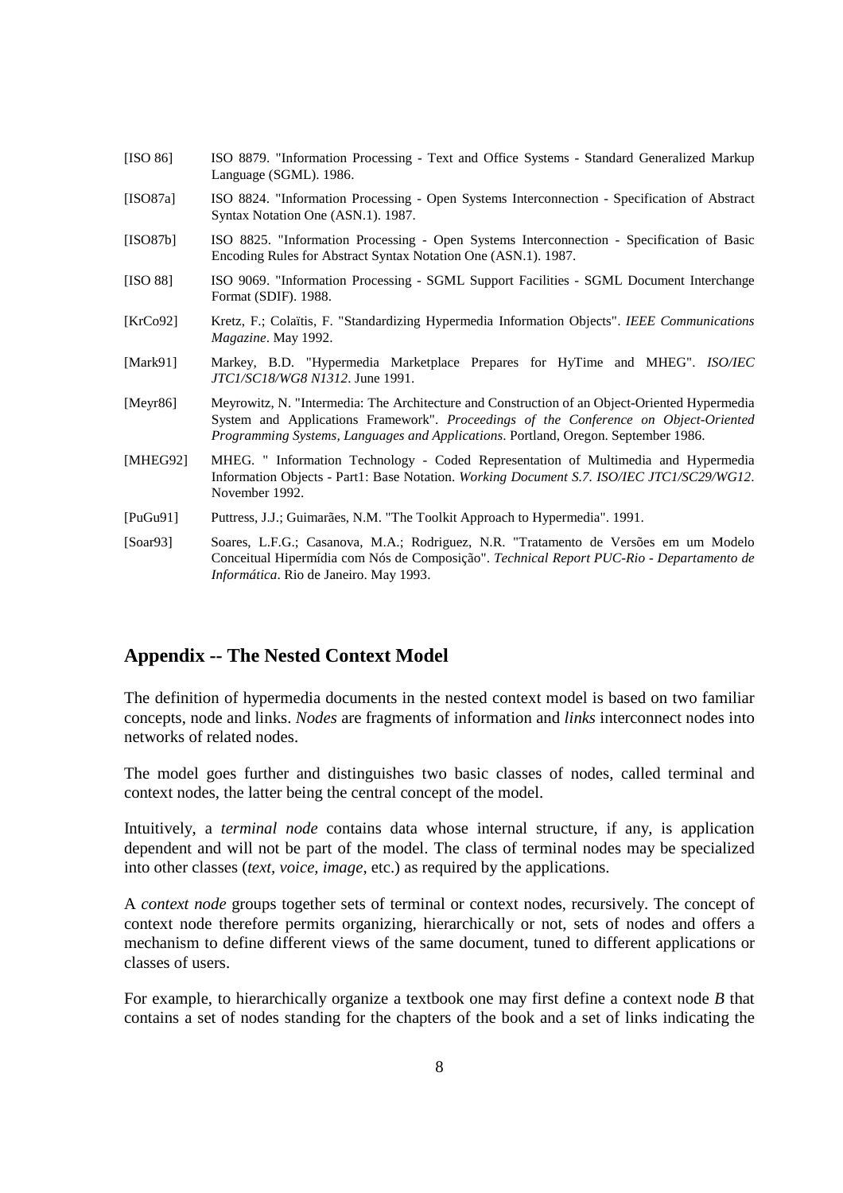[ISO 86] ISO 8879. "Information Processing - Text and Office Systems - Standard Generalized Markup Language (SGML). 1986.

[ISO87a] ISO 8824. "Information Processing - Open Systems Interconnection - Specification of Abstract Syntax Notation One (ASN.1). 1987.

[ISO87b] ISO 8825. "Information Processing - Open Systems Interconnection - Specification of Basic Encoding Rules for Abstract Syntax Notation One (ASN.1). 1987.

[ISO 88] ISO 9069. "Information Processing - SGML Support Facilities - SGML Document Interchange Format (SDIF). 1988.

[KrCo92] Kretz, F.; Colaïtis, F. "Standardizing Hypermedia Information Objects". *IEEE Communications Magazine*. May 1992.

[Mark91] Markey, B.D. "Hypermedia Marketplace Prepares for HyTime and MHEG". *ISO/IEC JTC1/SC18/WG8 N1312*. June 1991.

[Meyr86] Meyrowitz, N. "Intermedia: The Architecture and Construction of an Object-Oriented Hypermedia System and Applications Framework". *Proceedings of the Conference on Object-Oriented Programming Systems, Languages and Applications*. Portland, Oregon. September 1986.

[MHEG92] MHEG. " Information Technology - Coded Representation of Multimedia and Hypermedia Information Objects - Part1: Base Notation. *Working Document S.7. ISO/IEC JTC1/SC29/WG12*. November 1992.

[PuGu91] Puttress, J.J.; Guimarães, N.M. "The Toolkit Approach to Hypermedia". 1991.

[Soar93] Soares, L.F.G.; Casanova, M.A.; Rodriguez, N.R. "Tratamento de Versões em um Modelo Conceitual Hipermídia com Nós de Composição". *Technical Report PUC-Rio - Departamento de Informática*. Rio de Janeiro. May 1993.

## Appendix -- The Nested Context Model

The definition of hypermedia documents in the nested context model is based on two familiar concepts, node and links. *Nodes* are fragments of information and *links* interconnect nodes into networks of related nodes.

The model goes further and distinguishes two basic classes of nodes, called terminal and context nodes, the latter being the central concept of the model.

Intuitively, a *terminal node* contains data whose internal structure, if any, is application dependent and will not be part of the model. The class of terminal nodes may be specialized into other classes (*text*, *voice*, *image*, etc.) as required by the applications.

A *context node* groups together sets of terminal or context nodes, recursively. The concept of context node therefore permits organizing, hierarchically or not, sets of nodes and offers a mechanism to define different views of the same document, tuned to different applications or classes of users.

For example, to hierarchically organize a textbook one may first define a context node *B* that contains a set of nodes standing for the chapters of the book and a set of links indicating the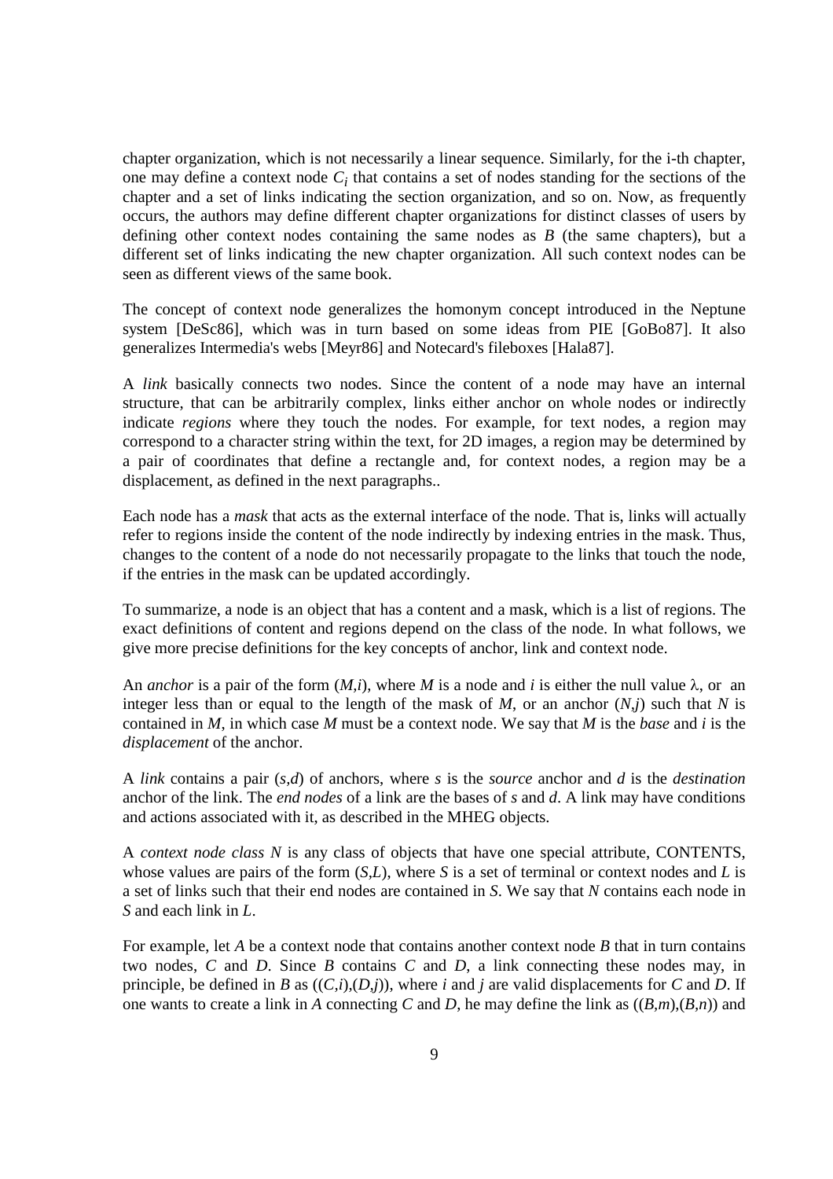chapter organization, which is not necessarily a linear sequence. Similarly, for the i-th chapter, one may define a context node $C_i$ that contains a set of nodes standing for the sections of the chapter and a set of links indicating the section organization, and so on. Now, as frequently occurs, the authors may define different chapter organizations for distinct classes of users by defining other context nodes containing the same nodes as $B$ (the same chapters), but a different set of links indicating the new chapter organization. All such context nodes can be seen as different views of the same book.

The concept of context node generalizes the homonym concept introduced in the Neptune system [DeSc86], which was in turn based on some ideas from PIE [GoBo87]. It also generalizes Intermedia's webs [Meyr86] and Notecard's fileboxes [Hala87].

A *link* basically connects two nodes. Since the content of a node may have an internal structure, that can be arbitrarily complex, links either anchor on whole nodes or indirectly indicate *regions* where they touch the nodes. For example, for text nodes, a region may correspond to a character string within the text, for 2D images, a region may be determined by a pair of coordinates that define a rectangle and, for context nodes, a region may be a displacement, as defined in the next paragraphs..

Each node has a *mask* that acts as the external interface of the node. That is, links will actually refer to regions inside the content of the node indirectly by indexing entries in the mask. Thus, changes to the content of a node do not necessarily propagate to the links that touch the node, if the entries in the mask can be updated accordingly.

To summarize, a node is an object that has a content and a mask, which is a list of regions. The exact definitions of content and regions depend on the class of the node. In what follows, we give more precise definitions for the key concepts of anchor, link and context node.

An *anchor* is a pair of the form $(M,i)$, where $M$ is a node and $i$ is either the null value $\lambda$, or an integer less than or equal to the length of the mask of $M$, or an anchor $(N,j)$ such that $N$ is contained in $M$, in which case $M$ must be a context node. We say that $M$ is the *base* and $i$ is the *displacement* of the anchor.

A *link* contains a pair $(s,d)$ of anchors, where $s$ is the *source* anchor and $d$ is the *destination* anchor of the link. The *end nodes* of a link are the bases of $s$ and $d$. A link may have conditions and actions associated with it, as described in the MHEG objects.

A *context node class* $N$ is any class of objects that have one special attribute, CONTENTS, whose values are pairs of the form $(S,L)$, where $S$ is a set of terminal or context nodes and $L$ is a set of links such that their end nodes are contained in $S$. We say that $N$ contains each node in $S$ and each link in $L$.

For example, let $A$ be a context node that contains another context node $B$ that in turn contains two nodes, $C$ and $D$. Since $B$ contains $C$ and $D$, a link connecting these nodes may, in principle, be defined in $B$ as $((C,i),(D,j))$, where $i$ and $j$ are valid displacements for $C$ and $D$. If one wants to create a link in $A$ connecting $C$ and $D$, he may define the link as $((B,m),(B,n))$ and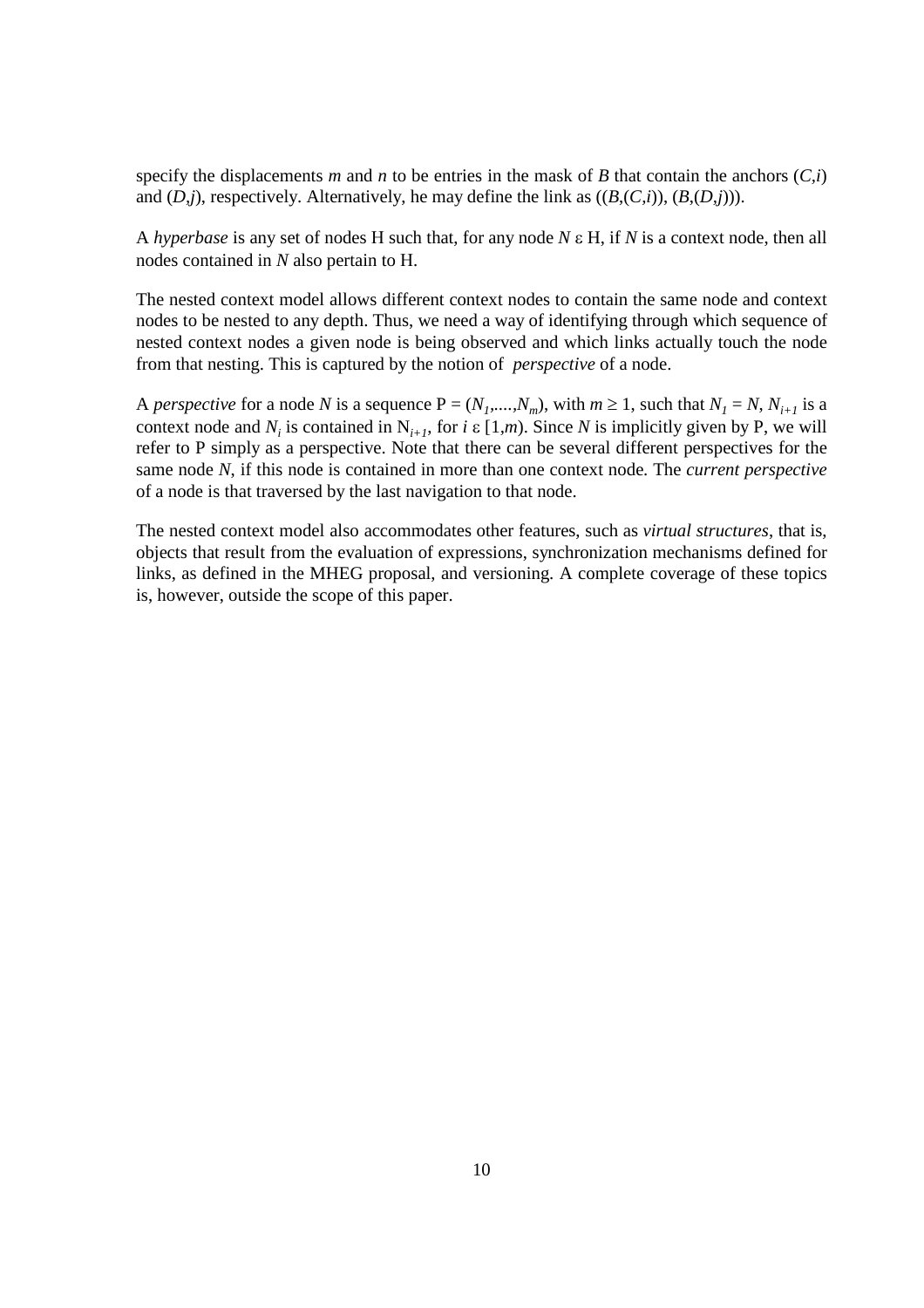specify the displacements $m$ and $n$ to be entries in the mask of $B$ that contain the anchors $(C,i)$ and $(D,j)$, respectively. Alternatively, he may define the link as $((B,(C,i)), (B,(D,j)))$.

A *hyperbase* is any set of nodes H such that, for any node $N \in H$, if $N$ is a context node, then all nodes contained in $N$ also pertain to H.

The nested context model allows different context nodes to contain the same node and context nodes to be nested to any depth. Thus, we need a way of identifying through which sequence of nested context nodes a given node is being observed and which links actually touch the node from that nesting. This is captured by the notion of *perspective* of a node.

A *perspective* for a node $N$ is a sequence $P = (N_1,....,N_m)$, with $m \geq 1$, such that $N_1 = N$, $N_{i+1}$ is a context node and $N_i$ is contained in $N_{i+1}$, for $i \in [1,m)$. Since $N$ is implicitly given by P, we will refer to P simply as a perspective. Note that there can be several different perspectives for the same node $N$, if this node is contained in more than one context node. The *current perspective* of a node is that traversed by the last navigation to that node.

The nested context model also accommodates other features, such as *virtual structures*, that is, objects that result from the evaluation of expressions, synchronization mechanisms defined for links, as defined in the MHEG proposal, and versioning. A complete coverage of these topics is, however, outside the scope of this paper.